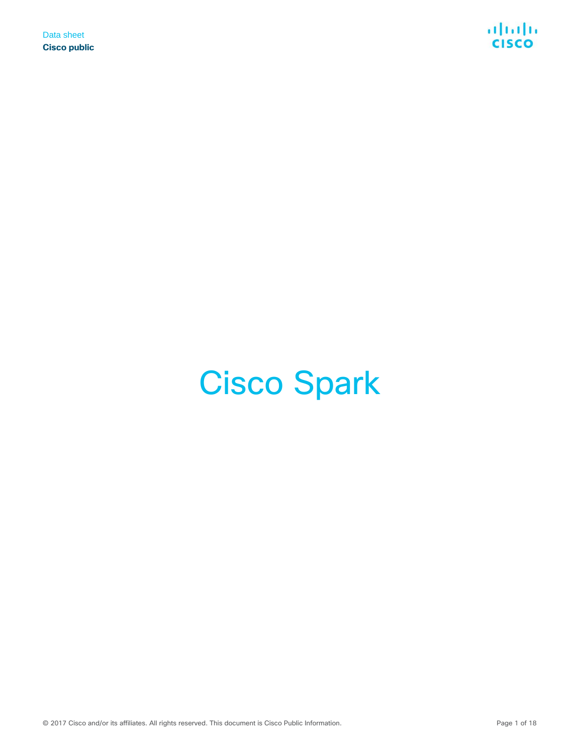Data sheet

**Cisco public**

# Cisco Spark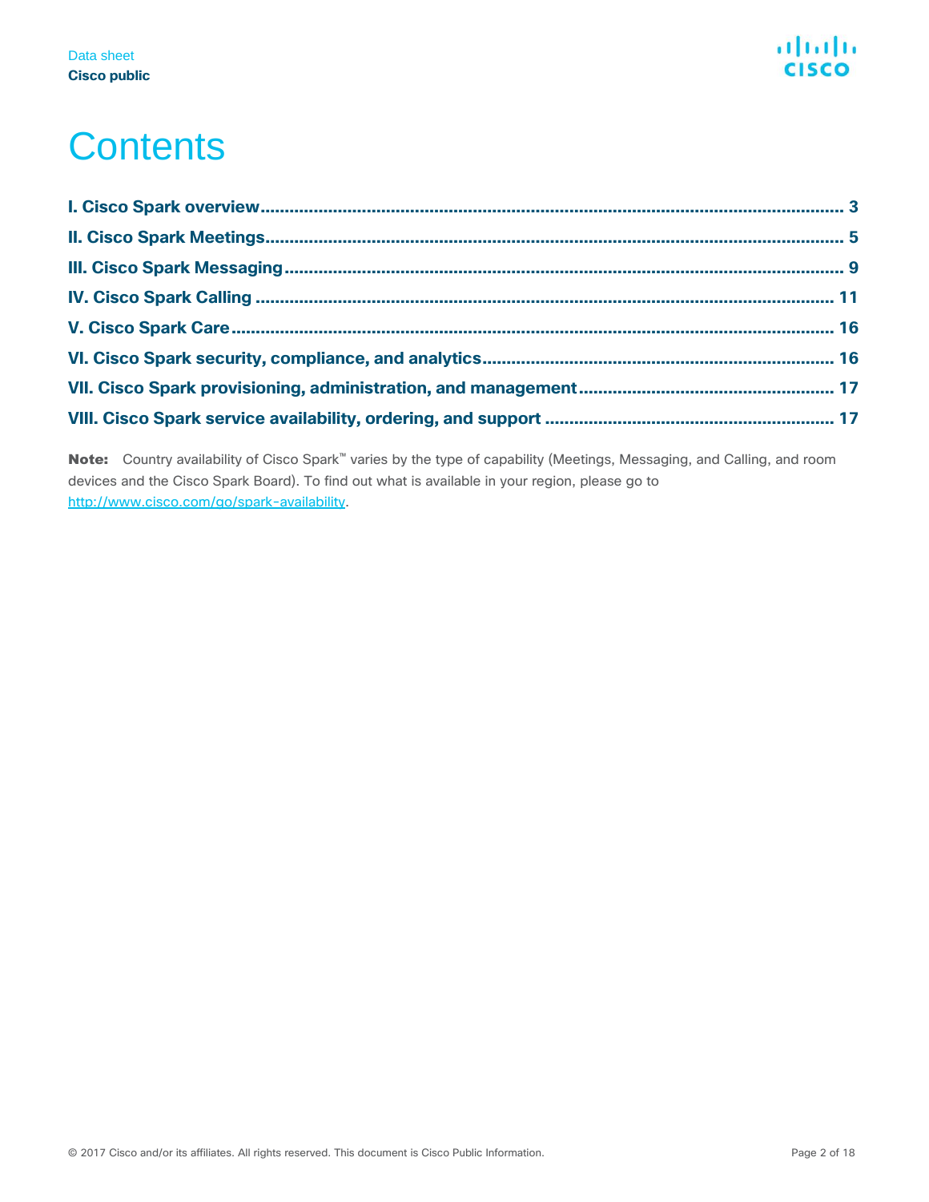# Contents

- I. Cisco Spark overview ........ 3
- II. Cisco Spark Meetings ........ 5
- III. Cisco Spark Messaging ........ 9
- IV. Cisco Spark Calling ........ 11
- V. Cisco Spark Care ........ 16
- VI. Cisco Spark security, compliance, and analytics ........ 16
- VII. Cisco Spark provisioning, administration, and management ........ 17
- VIII. Cisco Spark service availability, ordering, and support ........ 17

**Note:** Country availability of Cisco Spark™ varies by the type of capability (Meetings, Messaging, and Calling, and room devices and the Cisco Spark Board). To find out what is available in your region, please go to http://www.cisco.com/go/spark-availability.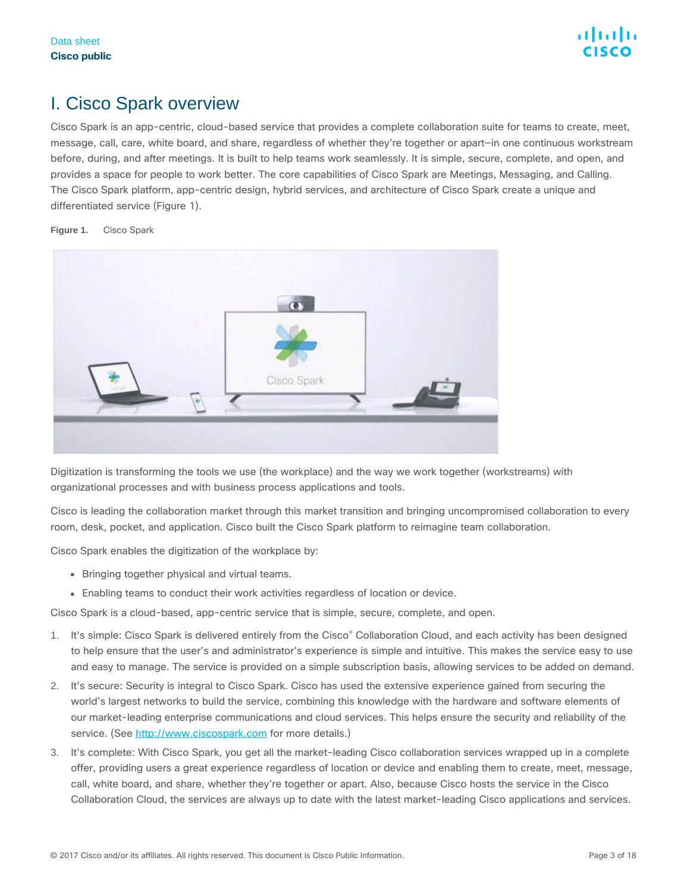# I. Cisco Spark overview

Cisco Spark is an app-centric, cloud-based service that provides a complete collaboration suite for teams to create, meet, message, call, care, white board, and share, regardless of whether they're together or apart—in one continuous workstream before, during, and after meetings. It is built to help teams work seamlessly. It is simple, secure, complete, and open, and provides a space for people to work better. The core capabilities of Cisco Spark are Meetings, Messaging, and Calling. The Cisco Spark platform, app-centric design, hybrid services, and architecture of Cisco Spark create a unique and differentiated service (Figure 1).

**Figure 1.** Cisco Spark

Digitization is transforming the tools we use (the workplace) and the way we work together (workstreams) with organizational processes and with business process applications and tools.

Cisco is leading the collaboration market through this market transition and bringing uncompromised collaboration to every room, desk, pocket, and application. Cisco built the Cisco Spark platform to reimagine team collaboration.

Cisco Spark enables the digitization of the workplace by:

- Bringing together physical and virtual teams.
- Enabling teams to conduct their work activities regardless of location or device.

Cisco Spark is a cloud-based, app-centric service that is simple, secure, complete, and open.

1. It's simple: Cisco Spark is delivered entirely from the Cisco® Collaboration Cloud, and each activity has been designed to help ensure that the user's and administrator's experience is simple and intuitive. This makes the service easy to use and easy to manage. The service is provided on a simple subscription basis, allowing services to be added on demand.
2. It's secure: Security is integral to Cisco Spark. Cisco has used the extensive experience gained from securing the world's largest networks to build the service, combining this knowledge with the hardware and software elements of our market-leading enterprise communications and cloud services. This helps ensure the security and reliability of the service. (See http://www.ciscospark.com for more details.)
3. It's complete: With Cisco Spark, you get all the market-leading Cisco collaboration services wrapped up in a complete offer, providing users a great experience regardless of location or device and enabling them to create, meet, message, call, white board, and share, whether they're together or apart. Also, because Cisco hosts the service in the Cisco Collaboration Cloud, the services are always up to date with the latest market-leading Cisco applications and services.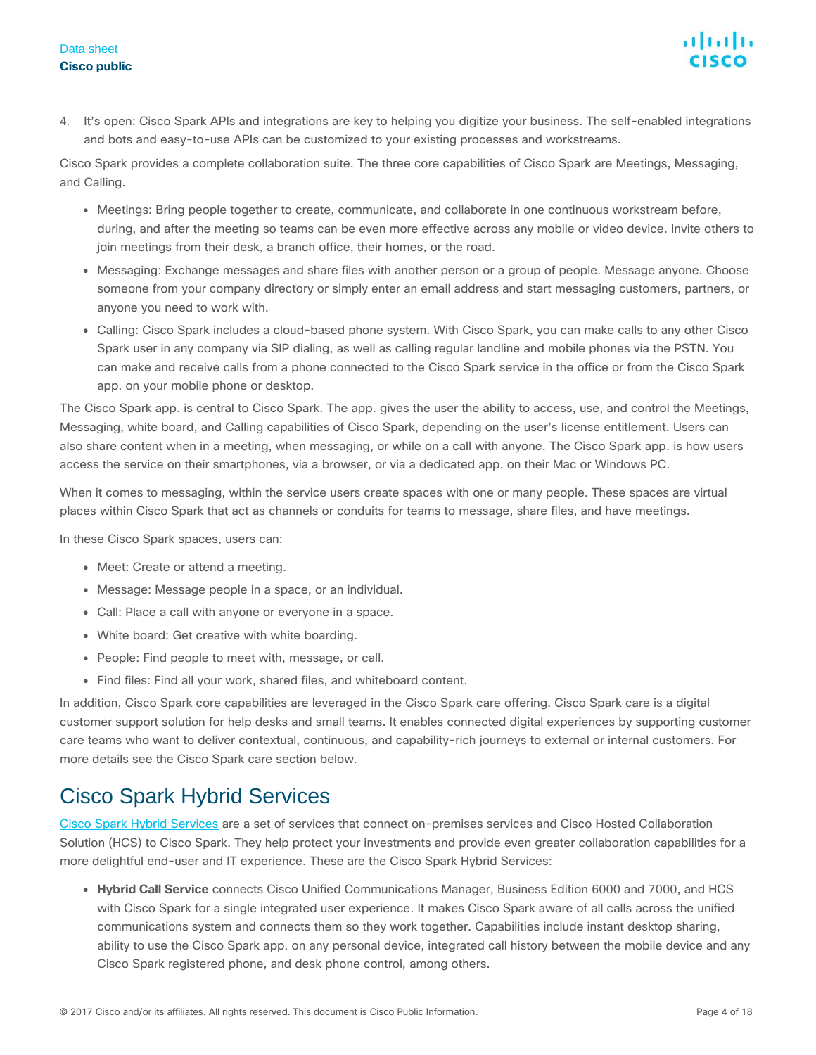4. It's open: Cisco Spark APIs and integrations are key to helping you digitize your business. The self-enabled integrations and bots and easy-to-use APIs can be customized to your existing processes and workstreams.

Cisco Spark provides a complete collaboration suite. The three core capabilities of Cisco Spark are Meetings, Messaging, and Calling.

- Meetings: Bring people together to create, communicate, and collaborate in one continuous workstream before, during, and after the meeting so teams can be even more effective across any mobile or video device. Invite others to join meetings from their desk, a branch office, their homes, or the road.
- Messaging: Exchange messages and share files with another person or a group of people. Message anyone. Choose someone from your company directory or simply enter an email address and start messaging customers, partners, or anyone you need to work with.
- Calling: Cisco Spark includes a cloud-based phone system. With Cisco Spark, you can make calls to any other Cisco Spark user in any company via SIP dialing, as well as calling regular landline and mobile phones via the PSTN. You can make and receive calls from a phone connected to the Cisco Spark service in the office or from the Cisco Spark app. on your mobile phone or desktop.

The Cisco Spark app. is central to Cisco Spark. The app. gives the user the ability to access, use, and control the Meetings, Messaging, white board, and Calling capabilities of Cisco Spark, depending on the user's license entitlement. Users can also share content when in a meeting, when messaging, or while on a call with anyone. The Cisco Spark app. is how users access the service on their smartphones, via a browser, or via a dedicated app. on their Mac or Windows PC.

When it comes to messaging, within the service users create spaces with one or many people. These spaces are virtual places within Cisco Spark that act as channels or conduits for teams to message, share files, and have meetings.

In these Cisco Spark spaces, users can:

- Meet: Create or attend a meeting.
- Message: Message people in a space, or an individual.
- Call: Place a call with anyone or everyone in a space.
- White board: Get creative with white boarding.
- People: Find people to meet with, message, or call.
- Find files: Find all your work, shared files, and whiteboard content.

In addition, Cisco Spark core capabilities are leveraged in the Cisco Spark care offering. Cisco Spark care is a digital customer support solution for help desks and small teams. It enables connected digital experiences by supporting customer care teams who want to deliver contextual, continuous, and capability-rich journeys to external or internal customers. For more details see the Cisco Spark care section below.

# Cisco Spark Hybrid Services

Cisco Spark Hybrid Services are a set of services that connect on-premises services and Cisco Hosted Collaboration Solution (HCS) to Cisco Spark. They help protect your investments and provide even greater collaboration capabilities for a more delightful end-user and IT experience. These are the Cisco Spark Hybrid Services:

- **Hybrid Call Service** connects Cisco Unified Communications Manager, Business Edition 6000 and 7000, and HCS with Cisco Spark for a single integrated user experience. It makes Cisco Spark aware of all calls across the unified communications system and connects them so they work together. Capabilities include instant desktop sharing, ability to use the Cisco Spark app. on any personal device, integrated call history between the mobile device and any Cisco Spark registered phone, and desk phone control, among others.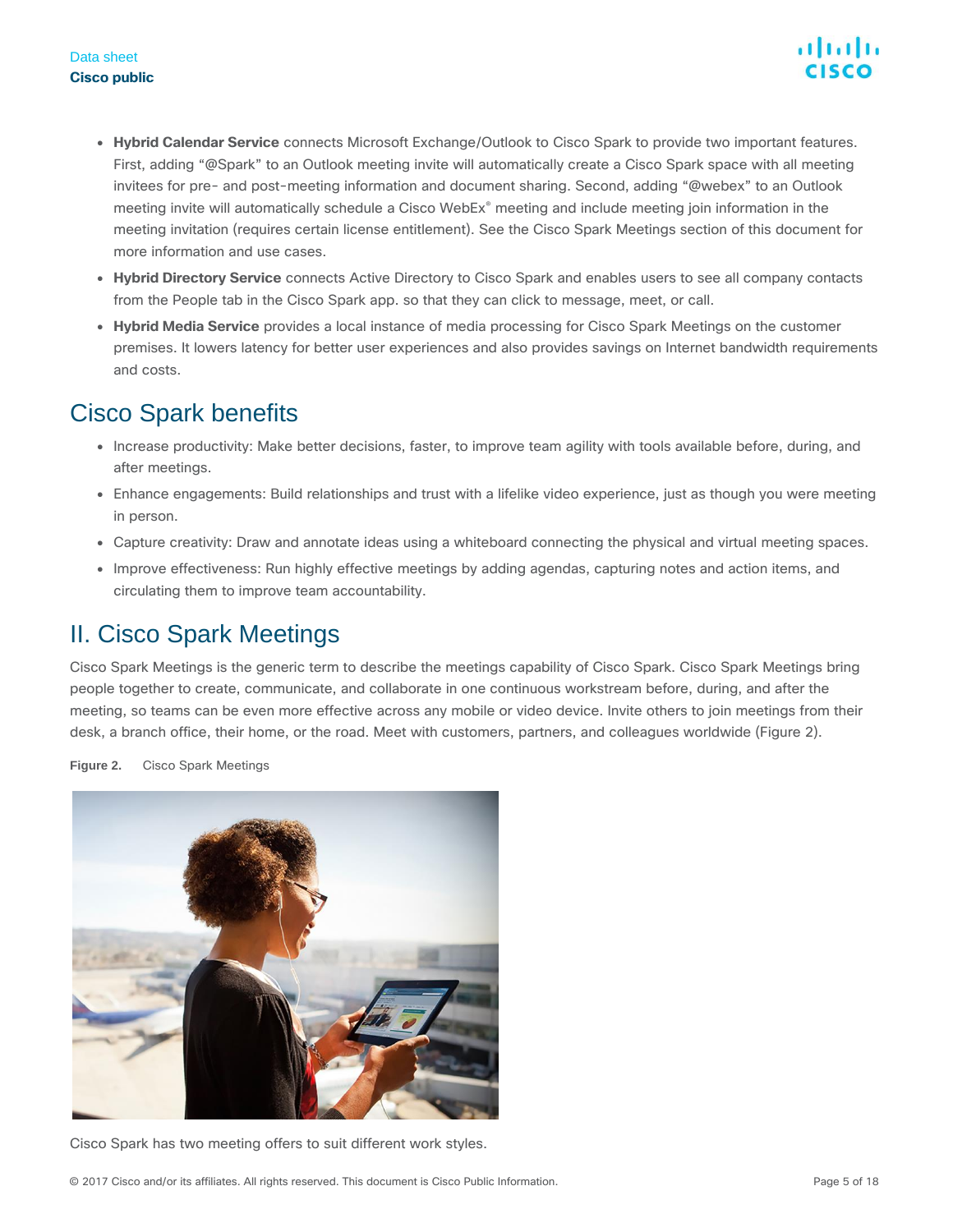- **Hybrid Calendar Service** connects Microsoft Exchange/Outlook to Cisco Spark to provide two important features. First, adding "@Spark" to an Outlook meeting invite will automatically create a Cisco Spark space with all meeting invitees for pre- and post-meeting information and document sharing. Second, adding "@webex" to an Outlook meeting invite will automatically schedule a Cisco WebEx® meeting and include meeting join information in the meeting invitation (requires certain license entitlement). See the Cisco Spark Meetings section of this document for more information and use cases.
- **Hybrid Directory Service** connects Active Directory to Cisco Spark and enables users to see all company contacts from the People tab in the Cisco Spark app. so that they can click to message, meet, or call.
- **Hybrid Media Service** provides a local instance of media processing for Cisco Spark Meetings on the customer premises. It lowers latency for better user experiences and also provides savings on Internet bandwidth requirements and costs.

## Cisco Spark benefits

- Increase productivity: Make better decisions, faster, to improve team agility with tools available before, during, and after meetings.
- Enhance engagements: Build relationships and trust with a lifelike video experience, just as though you were meeting in person.
- Capture creativity: Draw and annotate ideas using a whiteboard connecting the physical and virtual meeting spaces.
- Improve effectiveness: Run highly effective meetings by adding agendas, capturing notes and action items, and circulating them to improve team accountability.

## II. Cisco Spark Meetings

Cisco Spark Meetings is the generic term to describe the meetings capability of Cisco Spark. Cisco Spark Meetings bring people together to create, communicate, and collaborate in one continuous workstream before, during, and after the meeting, so teams can be even more effective across any mobile or video device. Invite others to join meetings from their desk, a branch office, their home, or the road. Meet with customers, partners, and colleagues worldwide (Figure 2).

**Figure 2.** Cisco Spark Meetings

Cisco Spark has two meeting offers to suit different work styles.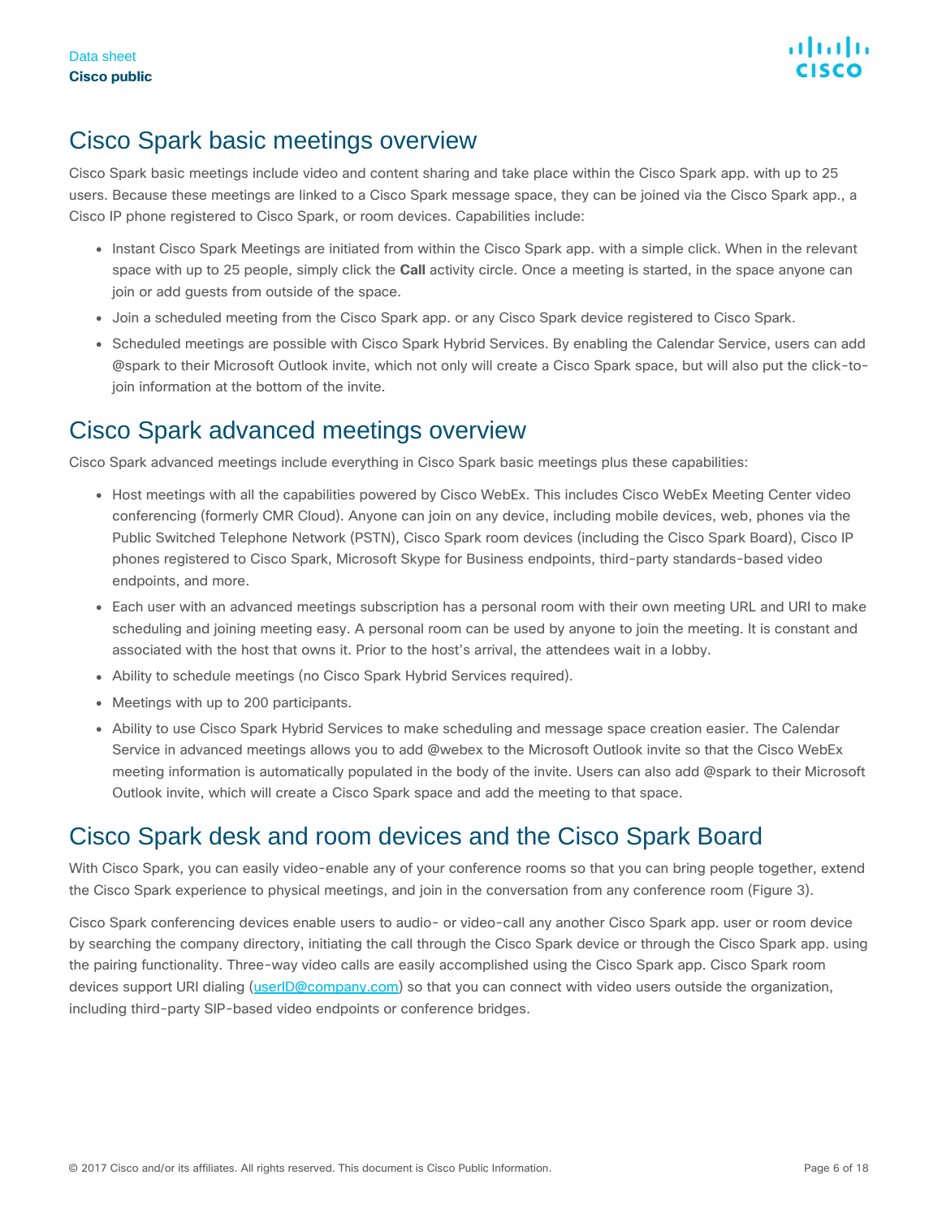## Cisco Spark basic meetings overview

Cisco Spark basic meetings include video and content sharing and take place within the Cisco Spark app. with up to 25 users. Because these meetings are linked to a Cisco Spark message space, they can be joined via the Cisco Spark app., a Cisco IP phone registered to Cisco Spark, or room devices. Capabilities include:

- Instant Cisco Spark Meetings are initiated from within the Cisco Spark app. with a simple click. When in the relevant space with up to 25 people, simply click the **Call** activity circle. Once a meeting is started, in the space anyone can join or add guests from outside of the space.
- Join a scheduled meeting from the Cisco Spark app. or any Cisco Spark device registered to Cisco Spark.
- Scheduled meetings are possible with Cisco Spark Hybrid Services. By enabling the Calendar Service, users can add @spark to their Microsoft Outlook invite, which not only will create a Cisco Spark space, but will also put the click-to-join information at the bottom of the invite.

## Cisco Spark advanced meetings overview

Cisco Spark advanced meetings include everything in Cisco Spark basic meetings plus these capabilities:

- Host meetings with all the capabilities powered by Cisco WebEx. This includes Cisco WebEx Meeting Center video conferencing (formerly CMR Cloud). Anyone can join on any device, including mobile devices, web, phones via the Public Switched Telephone Network (PSTN), Cisco Spark room devices (including the Cisco Spark Board), Cisco IP phones registered to Cisco Spark, Microsoft Skype for Business endpoints, third-party standards-based video endpoints, and more.
- Each user with an advanced meetings subscription has a personal room with their own meeting URL and URI to make scheduling and joining meeting easy. A personal room can be used by anyone to join the meeting. It is constant and associated with the host that owns it. Prior to the host's arrival, the attendees wait in a lobby.
- Ability to schedule meetings (no Cisco Spark Hybrid Services required).
- Meetings with up to 200 participants.
- Ability to use Cisco Spark Hybrid Services to make scheduling and message space creation easier. The Calendar Service in advanced meetings allows you to add @webex to the Microsoft Outlook invite so that the Cisco WebEx meeting information is automatically populated in the body of the invite. Users can also add @spark to their Microsoft Outlook invite, which will create a Cisco Spark space and add the meeting to that space.

## Cisco Spark desk and room devices and the Cisco Spark Board

With Cisco Spark, you can easily video-enable any of your conference rooms so that you can bring people together, extend the Cisco Spark experience to physical meetings, and join in the conversation from any conference room (Figure 3).

Cisco Spark conferencing devices enable users to audio- or video-call any another Cisco Spark app. user or room device by searching the company directory, initiating the call through the Cisco Spark device or through the Cisco Spark app. using the pairing functionality. Three-way video calls are easily accomplished using the Cisco Spark app. Cisco Spark room devices support URI dialing (userID@company.com) so that you can connect with video users outside the organization, including third-party SIP-based video endpoints or conference bridges.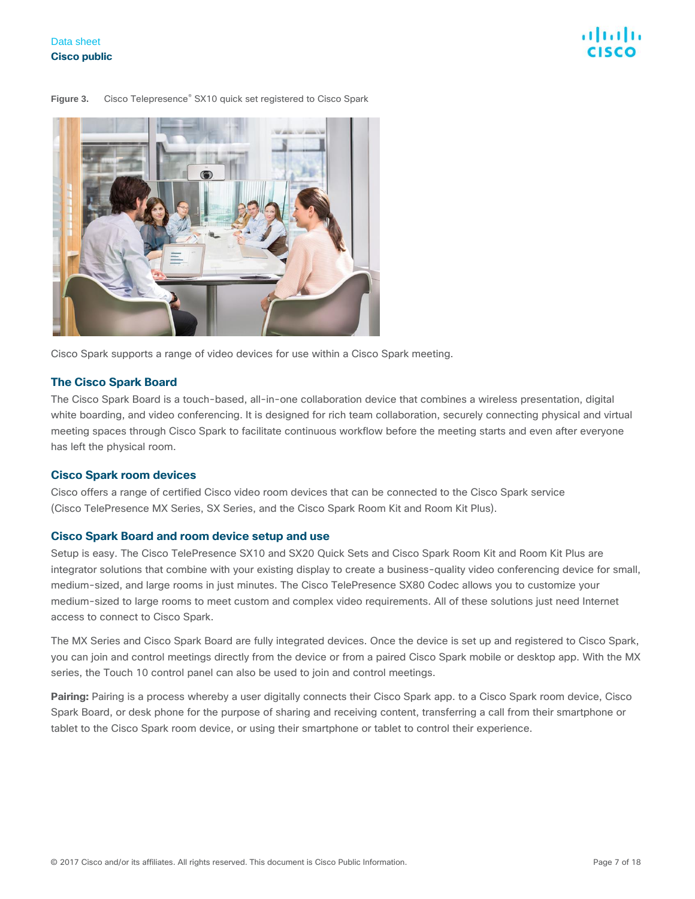**Figure 3.** Cisco Telepresence® SX10 quick set registered to Cisco Spark

Cisco Spark supports a range of video devices for use within a Cisco Spark meeting.

### The Cisco Spark Board

The Cisco Spark Board is a touch-based, all-in-one collaboration device that combines a wireless presentation, digital white boarding, and video conferencing. It is designed for rich team collaboration, securely connecting physical and virtual meeting spaces through Cisco Spark to facilitate continuous workflow before the meeting starts and even after everyone has left the physical room.

### Cisco Spark room devices

Cisco offers a range of certified Cisco video room devices that can be connected to the Cisco Spark service (Cisco TelePresence MX Series, SX Series, and the Cisco Spark Room Kit and Room Kit Plus).

### Cisco Spark Board and room device setup and use

Setup is easy. The Cisco TelePresence SX10 and SX20 Quick Sets and Cisco Spark Room Kit and Room Kit Plus are integrator solutions that combine with your existing display to create a business-quality video conferencing device for small, medium-sized, and large rooms in just minutes. The Cisco TelePresence SX80 Codec allows you to customize your medium-sized to large rooms to meet custom and complex video requirements. All of these solutions just need Internet access to connect to Cisco Spark.

The MX Series and Cisco Spark Board are fully integrated devices. Once the device is set up and registered to Cisco Spark, you can join and control meetings directly from the device or from a paired Cisco Spark mobile or desktop app. With the MX series, the Touch 10 control panel can also be used to join and control meetings.

**Pairing:** Pairing is a process whereby a user digitally connects their Cisco Spark app. to a Cisco Spark room device, Cisco Spark Board, or desk phone for the purpose of sharing and receiving content, transferring a call from their smartphone or tablet to the Cisco Spark room device, or using their smartphone or tablet to control their experience.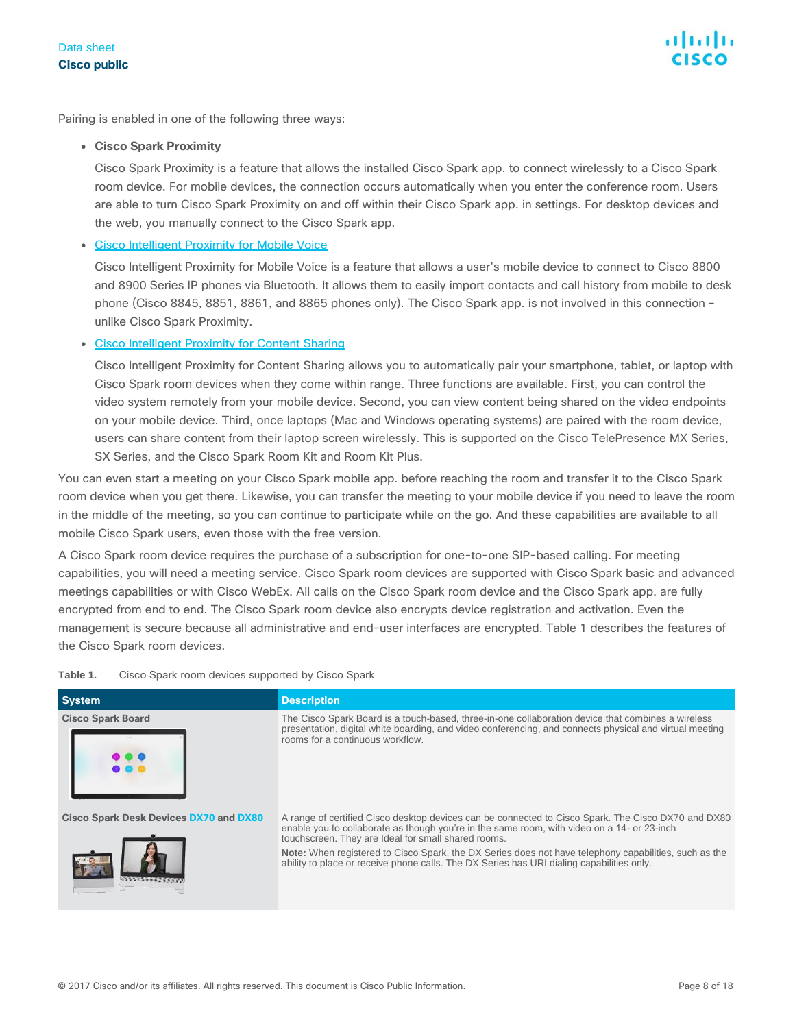Pairing is enabled in one of the following three ways:

- **Cisco Spark Proximity**

  Cisco Spark Proximity is a feature that allows the installed Cisco Spark app. to connect wirelessly to a Cisco Spark room device. For mobile devices, the connection occurs automatically when you enter the conference room. Users are able to turn Cisco Spark Proximity on and off within their Cisco Spark app. in settings. For desktop devices and the web, you manually connect to the Cisco Spark app.

- Cisco Intelligent Proximity for Mobile Voice

  Cisco Intelligent Proximity for Mobile Voice is a feature that allows a user's mobile device to connect to Cisco 8800 and 8900 Series IP phones via Bluetooth. It allows them to easily import contacts and call history from mobile to desk phone (Cisco 8845, 8851, 8861, and 8865 phones only). The Cisco Spark app. is not involved in this connection – unlike Cisco Spark Proximity.

- Cisco Intelligent Proximity for Content Sharing

  Cisco Intelligent Proximity for Content Sharing allows you to automatically pair your smartphone, tablet, or laptop with Cisco Spark room devices when they come within range. Three functions are available. First, you can control the video system remotely from your mobile device. Second, you can view content being shared on the video endpoints on your mobile device. Third, once laptops (Mac and Windows operating systems) are paired with the room device, users can share content from their laptop screen wirelessly. This is supported on the Cisco TelePresence MX Series, SX Series, and the Cisco Spark Room Kit and Room Kit Plus.

You can even start a meeting on your Cisco Spark mobile app. before reaching the room and transfer it to the Cisco Spark room device when you get there. Likewise, you can transfer the meeting to your mobile device if you need to leave the room in the middle of the meeting, so you can continue to participate while on the go. And these capabilities are available to all mobile Cisco Spark users, even those with the free version.

A Cisco Spark room device requires the purchase of a subscription for one-to-one SIP-based calling. For meeting capabilities, you will need a meeting service. Cisco Spark room devices are supported with Cisco Spark basic and advanced meetings capabilities or with Cisco WebEx. All calls on the Cisco Spark room device and the Cisco Spark app. are fully encrypted from end to end. The Cisco Spark room device also encrypts device registration and activation. Even the management is secure because all administrative and end-user interfaces are encrypted. Table 1 describes the features of the Cisco Spark room devices.

**Table 1.** Cisco Spark room devices supported by Cisco Spark

| System | Description |
| --- | --- |
| **Cisco Spark Board** | The Cisco Spark Board is a touch-based, three-in-one collaboration device that combines a wireless presentation, digital white boarding, and video conferencing, and connects physical and virtual meeting rooms for a continuous workflow. |
| **Cisco Spark Desk Devices DX70 and DX80** | A range of certified Cisco desktop devices can be connected to Cisco Spark. The Cisco DX70 and DX80 enable you to collaborate as though you're in the same room, with video on a 14- or 23-inch touchscreen. They are Ideal for small shared rooms.<br>**Note:** When registered to Cisco Spark, the DX Series does not have telephony capabilities, such as the ability to place or receive phone calls. The DX Series has URI dialing capabilities only. |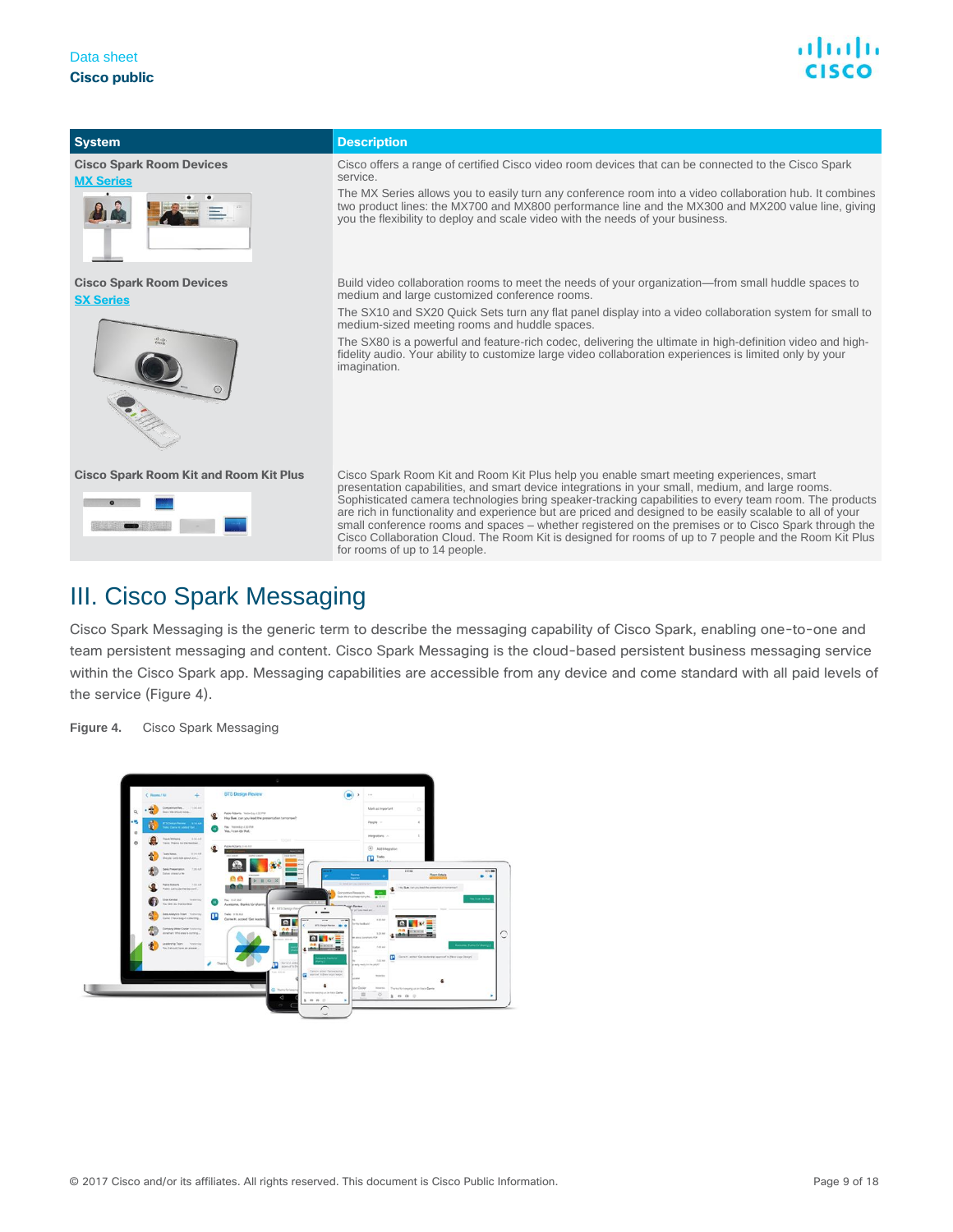| System | Description |
|---|---|
| **Cisco Spark Room Devices** [MX Series](#) | Cisco offers a range of certified Cisco video room devices that can be connected to the Cisco Spark service. The MX Series allows you to easily turn any conference room into a video collaboration hub. It combines two product lines: the MX700 and MX800 performance line and the MX300 and MX200 value line, giving you the flexibility to deploy and scale video with the needs of your business. |
| **Cisco Spark Room Devices** [SX Series](#) | Build video collaboration rooms to meet the needs of your organization—from small huddle spaces to medium and large customized conference rooms. The SX10 and SX20 Quick Sets turn any flat panel display into a video collaboration system for small to medium-sized meeting rooms and huddle spaces. The SX80 is a powerful and feature-rich codec, delivering the ultimate in high-definition video and high-fidelity audio. Your ability to customize large video collaboration experiences is limited only by your imagination. |
| **Cisco Spark Room Kit and Room Kit Plus** | Cisco Spark Room Kit and Room Kit Plus help you enable smart meeting experiences, smart presentation capabilities, and smart device integrations in your small, medium, and large rooms. Sophisticated camera technologies bring speaker-tracking capabilities to every team room. The products are rich in functionality and experience but are priced and designed to be easily scalable to all of your small conference rooms and spaces – whether registered on the premises or to Cisco Spark through the Cisco Collaboration Cloud. The Room Kit is designed for rooms of up to 7 people and the Room Kit Plus for rooms of up to 14 people. |

# III. Cisco Spark Messaging

Cisco Spark Messaging is the generic term to describe the messaging capability of Cisco Spark, enabling one-to-one and team persistent messaging and content. Cisco Spark Messaging is the cloud-based persistent business messaging service within the Cisco Spark app. Messaging capabilities are accessible from any device and come standard with all paid levels of the service (Figure 4).

**Figure 4.** Cisco Spark Messaging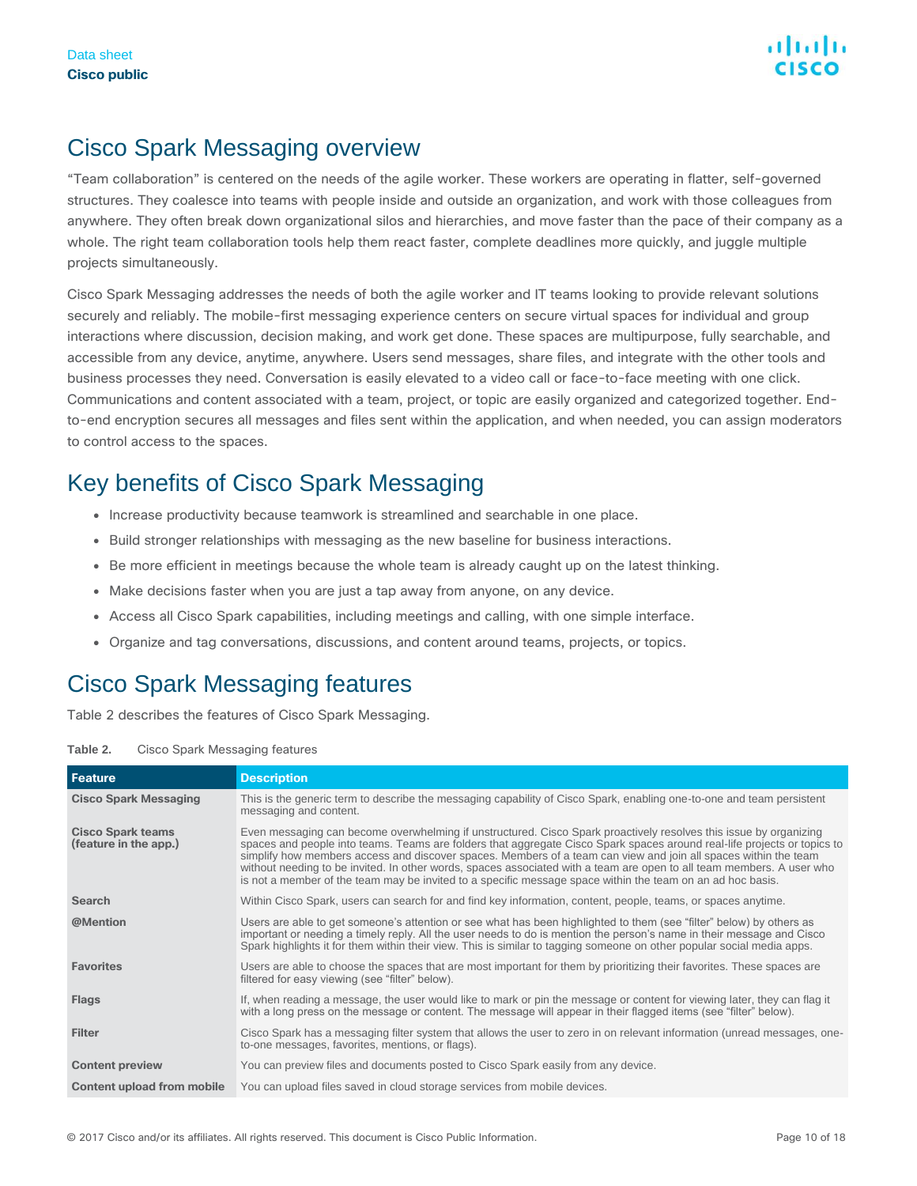# Cisco Spark Messaging overview

"Team collaboration" is centered on the needs of the agile worker. These workers are operating in flatter, self-governed structures. They coalesce into teams with people inside and outside an organization, and work with those colleagues from anywhere. They often break down organizational silos and hierarchies, and move faster than the pace of their company as a whole. The right team collaboration tools help them react faster, complete deadlines more quickly, and juggle multiple projects simultaneously.

Cisco Spark Messaging addresses the needs of both the agile worker and IT teams looking to provide relevant solutions securely and reliably. The mobile-first messaging experience centers on secure virtual spaces for individual and group interactions where discussion, decision making, and work get done. These spaces are multipurpose, fully searchable, and accessible from any device, anytime, anywhere. Users send messages, share files, and integrate with the other tools and business processes they need. Conversation is easily elevated to a video call or face-to-face meeting with one click. Communications and content associated with a team, project, or topic are easily organized and categorized together. End-to-end encryption secures all messages and files sent within the application, and when needed, you can assign moderators to control access to the spaces.

# Key benefits of Cisco Spark Messaging

- Increase productivity because teamwork is streamlined and searchable in one place.
- Build stronger relationships with messaging as the new baseline for business interactions.
- Be more efficient in meetings because the whole team is already caught up on the latest thinking.
- Make decisions faster when you are just a tap away from anyone, on any device.
- Access all Cisco Spark capabilities, including meetings and calling, with one simple interface.
- Organize and tag conversations, discussions, and content around teams, projects, or topics.

# Cisco Spark Messaging features

Table 2 describes the features of Cisco Spark Messaging.

**Table 2.** Cisco Spark Messaging features

| Feature | Description |
|---|---|
| **Cisco Spark Messaging** | This is the generic term to describe the messaging capability of Cisco Spark, enabling one-to-one and team persistent messaging and content. |
| **Cisco Spark teams (feature in the app.)** | Even messaging can become overwhelming if unstructured. Cisco Spark proactively resolves this issue by organizing spaces and people into teams. Teams are folders that aggregate Cisco Spark spaces around real-life projects or topics to simplify how members access and discover spaces. Members of a team can view and join all spaces within the team without needing to be invited. In other words, spaces associated with a team are open to all team members. A user who is not a member of the team may be invited to a specific message space within the team on an ad hoc basis. |
| **Search** | Within Cisco Spark, users can search for and find key information, content, people, teams, or spaces anytime. |
| **@Mention** | Users are able to get someone's attention or see what has been highlighted to them (see "filter" below) by others as important or needing a timely reply. All the user needs to do is mention the person's name in their message and Cisco Spark highlights it for them within their view. This is similar to tagging someone on other popular social media apps. |
| **Favorites** | Users are able to choose the spaces that are most important for them by prioritizing their favorites. These spaces are filtered for easy viewing (see "filter" below). |
| **Flags** | If, when reading a message, the user would like to mark or pin the message or content for viewing later, they can flag it with a long press on the message or content. The message will appear in their flagged items (see "filter" below). |
| **Filter** | Cisco Spark has a messaging filter system that allows the user to zero in on relevant information (unread messages, one-to-one messages, favorites, mentions, or flags). |
| **Content preview** | You can preview files and documents posted to Cisco Spark easily from any device. |
| **Content upload from mobile** | You can upload files saved in cloud storage services from mobile devices. |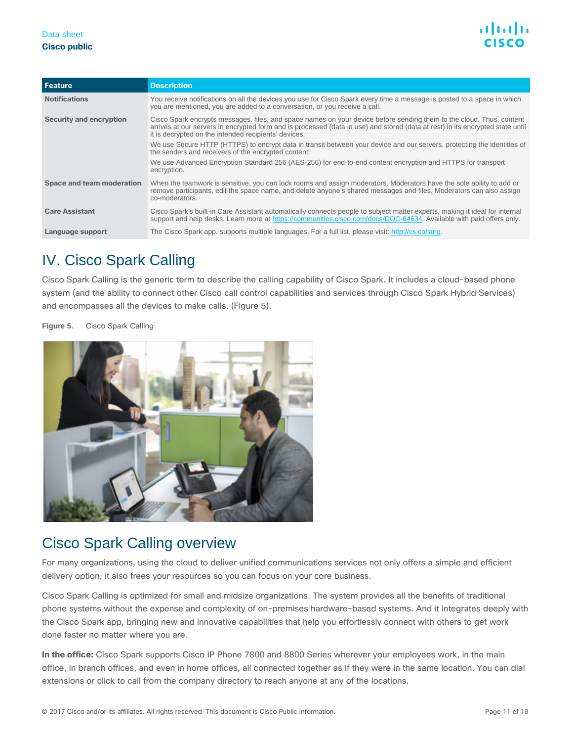| Feature | Description |
| --- | --- |
| **Notifications** | You receive notifications on all the devices you use for Cisco Spark every time a message is posted to a space in which you are mentioned, you are added to a conversation, or you receive a call. |
| **Security and encryption** | Cisco Spark encrypts messages, files, and space names on your device before sending them to the cloud. Thus, content arrives at our servers in encrypted form and is processed (data in use) and stored (data at rest) in its encrypted state until it is decrypted on the intended recipients' devices.<br>We use Secure HTTP (HTTPS) to encrypt data in transit between your device and our servers, protecting the identities of the senders and receivers of the encrypted content.<br>We use Advanced Encryption Standard 256 (AES-256) for end-to-end content encryption and HTTPS for transport encryption. |
| **Space and team moderation** | When the teamwork is sensitive, you can lock rooms and assign moderators. Moderators have the sole ability to add or remove participants, edit the space name, and delete anyone's shared messages and files. Moderators can also assign co-moderators. |
| **Care Assistant** | Cisco Spark's built-in Care Assistant automatically connects people to subject matter experts, making it ideal for internal support and help desks. Learn more at https://communities.cisco.com/docs/DOC-64634. Available with paid offers only. |
| **Language support** | The Cisco Spark app. supports multiple languages. For a full list, please visit: http://cs.co/lang. |

# IV. Cisco Spark Calling

Cisco Spark Calling is the generic term to describe the calling capability of Cisco Spark. It includes a cloud-based phone system (and the ability to connect other Cisco call control capabilities and services through Cisco Spark Hybrid Services) and encompasses all the devices to make calls. (Figure 5).

**Figure 5.** Cisco Spark Calling

## Cisco Spark Calling overview

For many organizations, using the cloud to deliver unified communications services not only offers a simple and efficient delivery option, it also frees your resources so you can focus on your core business.

Cisco Spark Calling is optimized for small and midsize organizations. The system provides all the benefits of traditional phone systems without the expense and complexity of on-premises hardware-based systems. And it integrates deeply with the Cisco Spark app, bringing new and innovative capabilities that help you effortlessly connect with others to get work done faster no matter where you are.

**In the office:** Cisco Spark supports Cisco IP Phone 7800 and 8800 Series wherever your employees work, in the main office, in branch offices, and even in home offices, all connected together as if they were in the same location. You can dial extensions or click to call from the company directory to reach anyone at any of the locations.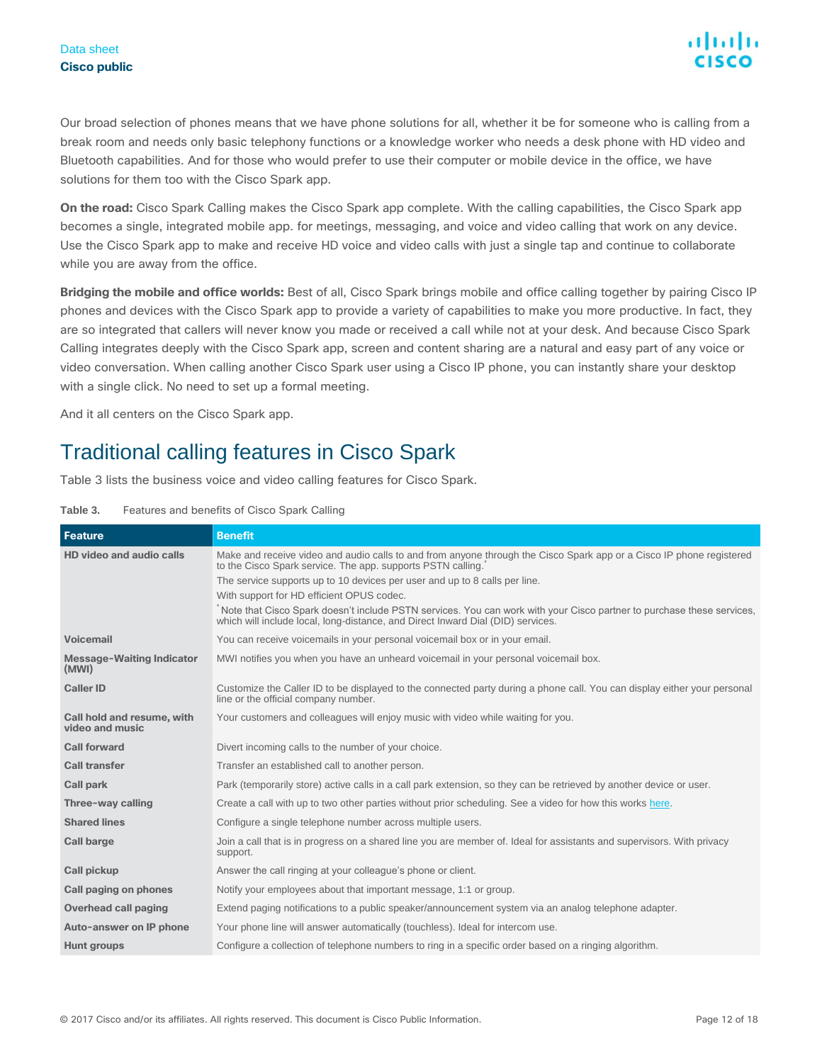Our broad selection of phones means that we have phone solutions for all, whether it be for someone who is calling from a break room and needs only basic telephony functions or a knowledge worker who needs a desk phone with HD video and Bluetooth capabilities. And for those who would prefer to use their computer or mobile device in the office, we have solutions for them too with the Cisco Spark app.

**On the road:** Cisco Spark Calling makes the Cisco Spark app complete. With the calling capabilities, the Cisco Spark app becomes a single, integrated mobile app. for meetings, messaging, and voice and video calling that work on any device. Use the Cisco Spark app to make and receive HD voice and video calls with just a single tap and continue to collaborate while you are away from the office.

**Bridging the mobile and office worlds:** Best of all, Cisco Spark brings mobile and office calling together by pairing Cisco IP phones and devices with the Cisco Spark app to provide a variety of capabilities to make you more productive. In fact, they are so integrated that callers will never know you made or received a call while not at your desk. And because Cisco Spark Calling integrates deeply with the Cisco Spark app, screen and content sharing are a natural and easy part of any voice or video conversation. When calling another Cisco Spark user using a Cisco IP phone, you can instantly share your desktop with a single click. No need to set up a formal meeting.

And it all centers on the Cisco Spark app.

## Traditional calling features in Cisco Spark

Table 3 lists the business voice and video calling features for Cisco Spark.

**Table 3.** Features and benefits of Cisco Spark Calling

| Feature | Benefit |
|---|---|
| **HD video and audio calls** | Make and receive video and audio calls to and from anyone through the Cisco Spark app or a Cisco IP phone registered to the Cisco Spark service. The app. supports PSTN calling.* <br> The service supports up to 10 devices per user and up to 8 calls per line. <br> With support for HD efficient OPUS codec. <br> * Note that Cisco Spark doesn't include PSTN services. You can work with your Cisco partner to purchase these services, which will include local, long-distance, and Direct Inward Dial (DID) services. |
| **Voicemail** | You can receive voicemails in your personal voicemail box or in your email. |
| **Message-Waiting Indicator (MWI)** | MWI notifies you when you have an unheard voicemail in your personal voicemail box. |
| **Caller ID** | Customize the Caller ID to be displayed to the connected party during a phone call. You can display either your personal line or the official company number. |
| **Call hold and resume, with video and music** | Your customers and colleagues will enjoy music with video while waiting for you. |
| **Call forward** | Divert incoming calls to the number of your choice. |
| **Call transfer** | Transfer an established call to another person. |
| **Call park** | Park (temporarily store) active calls in a call park extension, so they can be retrieved by another device or user. |
| **Three-way calling** | Create a call with up to two other parties without prior scheduling. See a video for how this works here. |
| **Shared lines** | Configure a single telephone number across multiple users. |
| **Call barge** | Join a call that is in progress on a shared line you are member of. Ideal for assistants and supervisors. With privacy support. |
| **Call pickup** | Answer the call ringing at your colleague's phone or client. |
| **Call paging on phones** | Notify your employees about that important message, 1:1 or group. |
| **Overhead call paging** | Extend paging notifications to a public speaker/announcement system via an analog telephone adapter. |
| **Auto-answer on IP phone** | Your phone line will answer automatically (touchless). Ideal for intercom use. |
| **Hunt groups** | Configure a collection of telephone numbers to ring in a specific order based on a ringing algorithm. |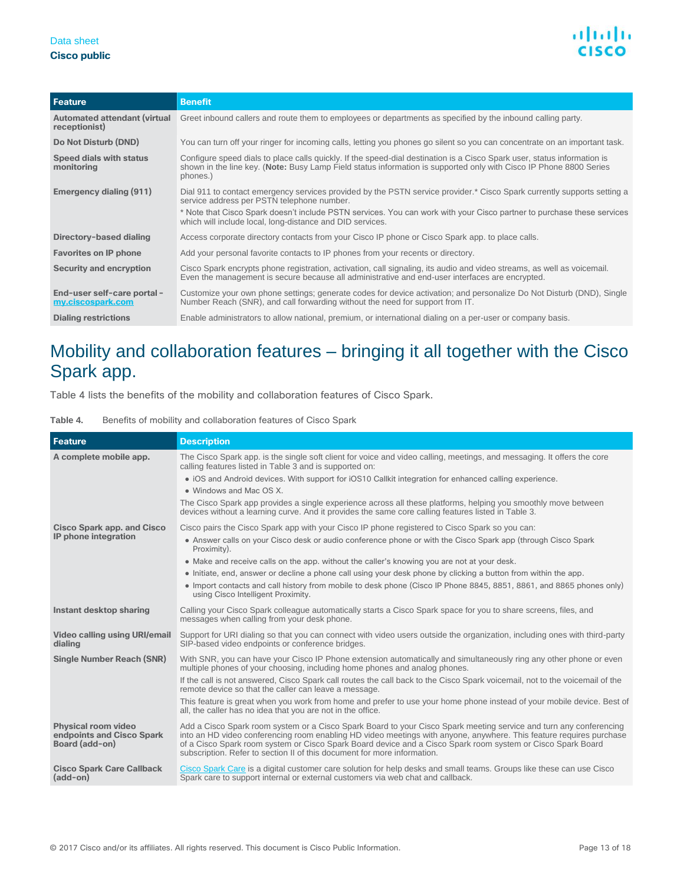| Feature | Benefit |
| --- | --- |
| **Automated attendant (virtual receptionist)** | Greet inbound callers and route them to employees or departments as specified by the inbound calling party. |
| **Do Not Disturb (DND)** | You can turn off your ringer for incoming calls, letting you phones go silent so you can concentrate on an important task. |
| **Speed dials with status monitoring** | Configure speed dials to place calls quickly. If the speed-dial destination is a Cisco Spark user, status information is shown in the line key. (**Note:** Busy Lamp Field status information is supported only with Cisco IP Phone 8800 Series phones.) |
| **Emergency dialing (911)** | Dial 911 to contact emergency services provided by the PSTN service provider.* Cisco Spark currently supports setting a service address per PSTN telephone number.<br>* Note that Cisco Spark doesn't include PSTN services. You can work with your Cisco partner to purchase these services which will include local, long-distance and DID services. |
| **Directory-based dialing** | Access corporate directory contacts from your Cisco IP phone or Cisco Spark app. to place calls. |
| **Favorites on IP phone** | Add your personal favorite contacts to IP phones from your recents or directory. |
| **Security and encryption** | Cisco Spark encrypts phone registration, activation, call signaling, its audio and video streams, as well as voicemail. Even the management is secure because all administrative and end-user interfaces are encrypted. |
| **End-user self-care portal - my.ciscospark.com** | Customize your own phone settings; generate codes for device activation; and personalize Do Not Disturb (DND), Single Number Reach (SNR), and call forwarding without the need for support from IT. |
| **Dialing restrictions** | Enable administrators to allow national, premium, or international dialing on a per-user or company basis. |

## Mobility and collaboration features – bringing it all together with the Cisco Spark app.

Table 4 lists the benefits of the mobility and collaboration features of Cisco Spark.

**Table 4.** Benefits of mobility and collaboration features of Cisco Spark

| Feature | Description |
| --- | --- |
| **A complete mobile app.** | The Cisco Spark app. is the single soft client for voice and video calling, meetings, and messaging. It offers the core calling features listed in Table 3 and is supported on:<br>• iOS and Android devices. With support for iOS10 Callkit integration for enhanced calling experience.<br>• Windows and Mac OS X.<br>The Cisco Spark app provides a single experience across all these platforms, helping you smoothly move between devices without a learning curve. And it provides the same core calling features listed in Table 3. |
| **Cisco Spark app. and Cisco IP phone integration** | Cisco pairs the Cisco Spark app with your Cisco IP phone registered to Cisco Spark so you can:<br>• Answer calls on your Cisco desk or audio conference phone or with the Cisco Spark app (through Cisco Spark Proximity).<br>• Make and receive calls on the app. without the caller's knowing you are not at your desk.<br>• Initiate, end, answer or decline a phone call using your desk phone by clicking a button from within the app.<br>• Import contacts and call history from mobile to desk phone (Cisco IP Phone 8845, 8851, 8861, and 8865 phones only) using Cisco Intelligent Proximity. |
| **Instant desktop sharing** | Calling your Cisco Spark colleague automatically starts a Cisco Spark space for you to share screens, files, and messages when calling from your desk phone. |
| **Video calling using URI/email dialing** | Support for URI dialing so that you can connect with video users outside the organization, including ones with third-party SIP-based video endpoints or conference bridges. |
| **Single Number Reach (SNR)** | With SNR, you can have your Cisco IP Phone extension automatically and simultaneously ring any other phone or even multiple phones of your choosing, including home phones and analog phones.<br>If the call is not answered, Cisco Spark call routes the call back to the Cisco Spark voicemail, not to the voicemail of the remote device so that the caller can leave a message.<br>This feature is great when you work from home and prefer to use your home phone instead of your mobile device. Best of all, the caller has no idea that you are not in the office. |
| **Physical room video endpoints and Cisco Spark Board (add-on)** | Add a Cisco Spark room system or a Cisco Spark Board to your Cisco Spark meeting service and turn any conferencing into an HD video conferencing room enabling HD video meetings with anyone, anywhere. This feature requires purchase of a Cisco Spark room system or Cisco Spark Board device and a Cisco Spark room system or Cisco Spark Board subscription. Refer to section II of this document for more information. |
| **Cisco Spark Care Callback (add-on)** | Cisco Spark Care is a digital customer care solution for help desks and small teams. Groups like these can use Cisco Spark care to support internal or external customers via web chat and callback. |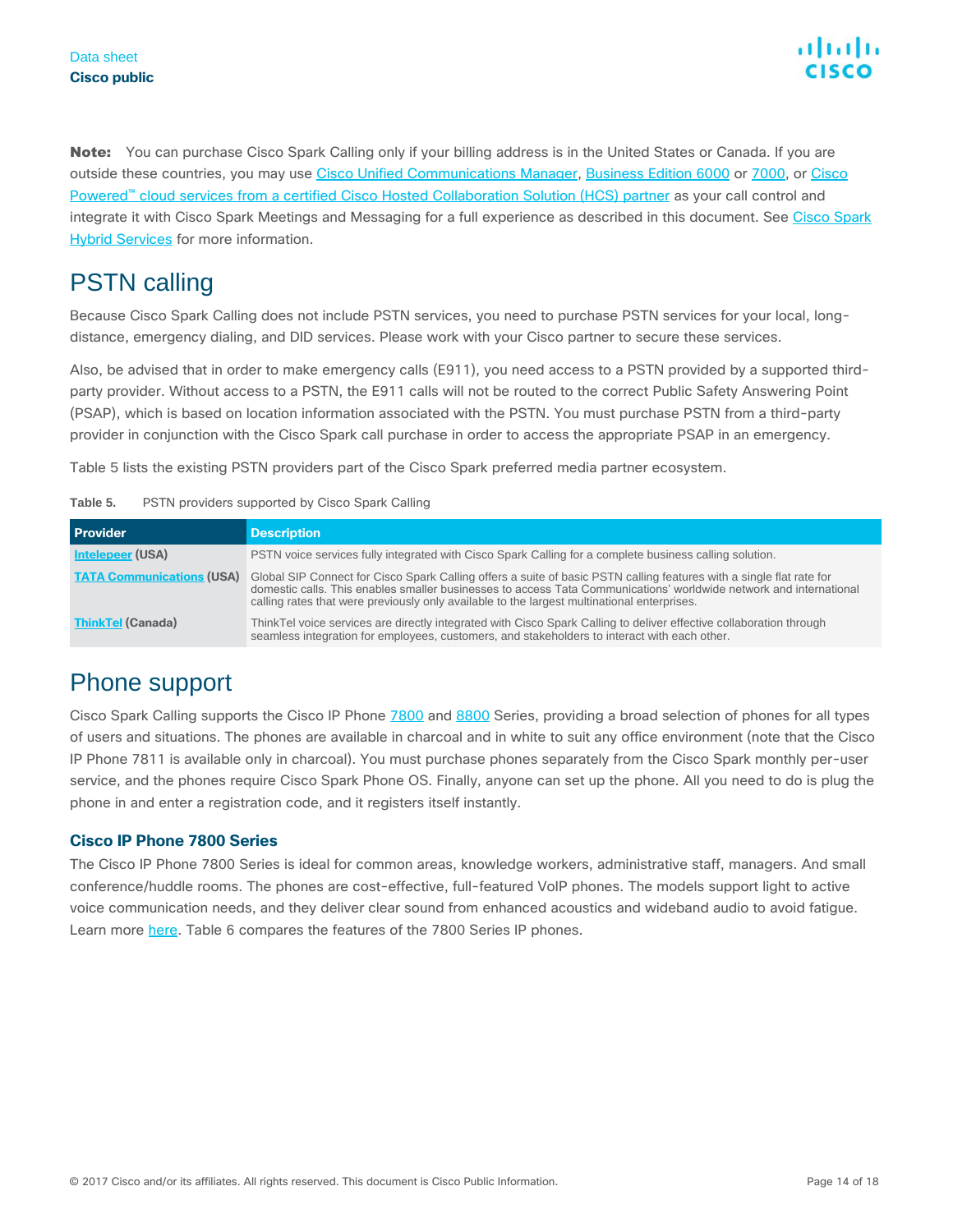**Note:** You can purchase Cisco Spark Calling only if your billing address is in the United States or Canada. If you are outside these countries, you may use Cisco Unified Communications Manager, Business Edition 6000 or 7000, or Cisco Powered™ cloud services from a certified Cisco Hosted Collaboration Solution (HCS) partner as your call control and integrate it with Cisco Spark Meetings and Messaging for a full experience as described in this document. See Cisco Spark Hybrid Services for more information.

## PSTN calling

Because Cisco Spark Calling does not include PSTN services, you need to purchase PSTN services for your local, long-distance, emergency dialing, and DID services. Please work with your Cisco partner to secure these services.

Also, be advised that in order to make emergency calls (E911), you need access to a PSTN provided by a supported third-party provider. Without access to a PSTN, the E911 calls will not be routed to the correct Public Safety Answering Point (PSAP), which is based on location information associated with the PSTN. You must purchase PSTN from a third-party provider in conjunction with the Cisco Spark call purchase in order to access the appropriate PSAP in an emergency.

Table 5 lists the existing PSTN providers part of the Cisco Spark preferred media partner ecosystem.

**Table 5.** PSTN providers supported by Cisco Spark Calling

| Provider | Description |
| --- | --- |
| **Intelepeer (USA)** | PSTN voice services fully integrated with Cisco Spark Calling for a complete business calling solution. |
| **TATA Communications (USA)** | Global SIP Connect for Cisco Spark Calling offers a suite of basic PSTN calling features with a single flat rate for domestic calls. This enables smaller businesses to access Tata Communications' worldwide network and international calling rates that were previously only available to the largest multinational enterprises. |
| **ThinkTel (Canada)** | ThinkTel voice services are directly integrated with Cisco Spark Calling to deliver effective collaboration through seamless integration for employees, customers, and stakeholders to interact with each other. |

## Phone support

Cisco Spark Calling supports the Cisco IP Phone 7800 and 8800 Series, providing a broad selection of phones for all types of users and situations. The phones are available in charcoal and in white to suit any office environment (note that the Cisco IP Phone 7811 is available only in charcoal). You must purchase phones separately from the Cisco Spark monthly per-user service, and the phones require Cisco Spark Phone OS. Finally, anyone can set up the phone. All you need to do is plug the phone in and enter a registration code, and it registers itself instantly.

### Cisco IP Phone 7800 Series

The Cisco IP Phone 7800 Series is ideal for common areas, knowledge workers, administrative staff, managers. And small conference/huddle rooms. The phones are cost-effective, full-featured VoIP phones. The models support light to active voice communication needs, and they deliver clear sound from enhanced acoustics and wideband audio to avoid fatigue. Learn more here. Table 6 compares the features of the 7800 Series IP phones.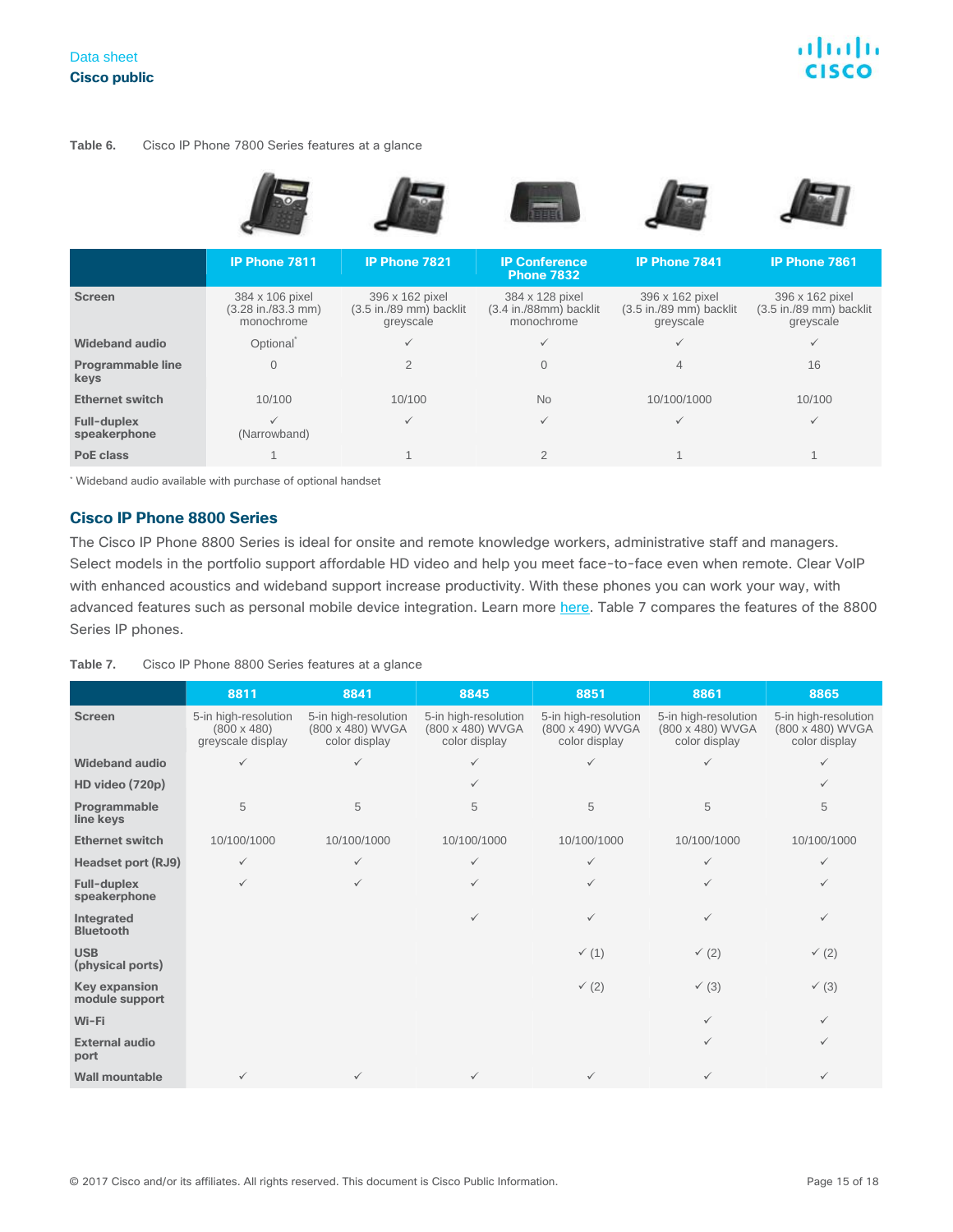Table 6. Cisco IP Phone 7800 Series features at a glance

| | IP Phone 7811 | IP Phone 7821 | IP Conference Phone 7832 | IP Phone 7841 | IP Phone 7861 |
|---|---|---|---|---|---|
| **Screen** | 384 x 106 pixel (3.28 in./83.3 mm) monochrome | 396 x 162 pixel (3.5 in./89 mm) backlit greyscale | 384 x 128 pixel (3.4 in./88mm) backlit monochrome | 396 x 162 pixel (3.5 in./89 mm) backlit greyscale | 396 x 162 pixel (3.5 in./89 mm) backlit greyscale |
| **Wideband audio** | Optional* | ✓ | ✓ | ✓ | ✓ |
| **Programmable line keys** | 0 | 2 | 0 | 4 | 16 |
| **Ethernet switch** | 10/100 | 10/100 | No | 10/100/1000 | 10/100 |
| **Full-duplex speakerphone** | ✓ (Narrowband) | ✓ | ✓ | ✓ | ✓ |
| **PoE class** | 1 | 1 | 2 | 1 | 1 |

* Wideband audio available with purchase of optional handset

## Cisco IP Phone 8800 Series

The Cisco IP Phone 8800 Series is ideal for onsite and remote knowledge workers, administrative staff and managers. Select models in the portfolio support affordable HD video and help you meet face-to-face even when remote. Clear VoIP with enhanced acoustics and wideband support increase productivity. With these phones you can work your way, with advanced features such as personal mobile device integration. Learn more here. Table 7 compares the features of the 8800 Series IP phones.

Table 7. Cisco IP Phone 8800 Series features at a glance

| | 8811 | 8841 | 8845 | 8851 | 8861 | 8865 |
|---|---|---|---|---|---|---|
| **Screen** | 5-in high-resolution (800 x 480) greyscale display | 5-in high-resolution (800 x 480) WVGA color display | 5-in high-resolution (800 x 480) WVGA color display | 5-in high-resolution (800 x 490) WVGA color display | 5-in high-resolution (800 x 480) WVGA color display | 5-in high-resolution (800 x 480) WVGA color display |
| **Wideband audio** | ✓ | ✓ | ✓ | ✓ | ✓ | ✓ |
| **HD video (720p)** | | | ✓ | | | ✓ |
| **Programmable line keys** | 5 | 5 | 5 | 5 | 5 | 5 |
| **Ethernet switch** | 10/100/1000 | 10/100/1000 | 10/100/1000 | 10/100/1000 | 10/100/1000 | 10/100/1000 |
| **Headset port (RJ9)** | ✓ | ✓ | ✓ | ✓ | ✓ | ✓ |
| **Full-duplex speakerphone** | ✓ | ✓ | ✓ | ✓ | ✓ | ✓ |
| **Integrated Bluetooth** | | | ✓ | ✓ | ✓ | ✓ |
| **USB (physical ports)** | | | | ✓ (1) | ✓ (2) | ✓ (2) |
| **Key expansion module support** | | | | ✓ (2) | ✓ (3) | ✓ (3) |
| **Wi-Fi** | | | | | ✓ | ✓ |
| **External audio port** | | | | | ✓ | ✓ |
| **Wall mountable** | ✓ | ✓ | ✓ | ✓ | ✓ | ✓ |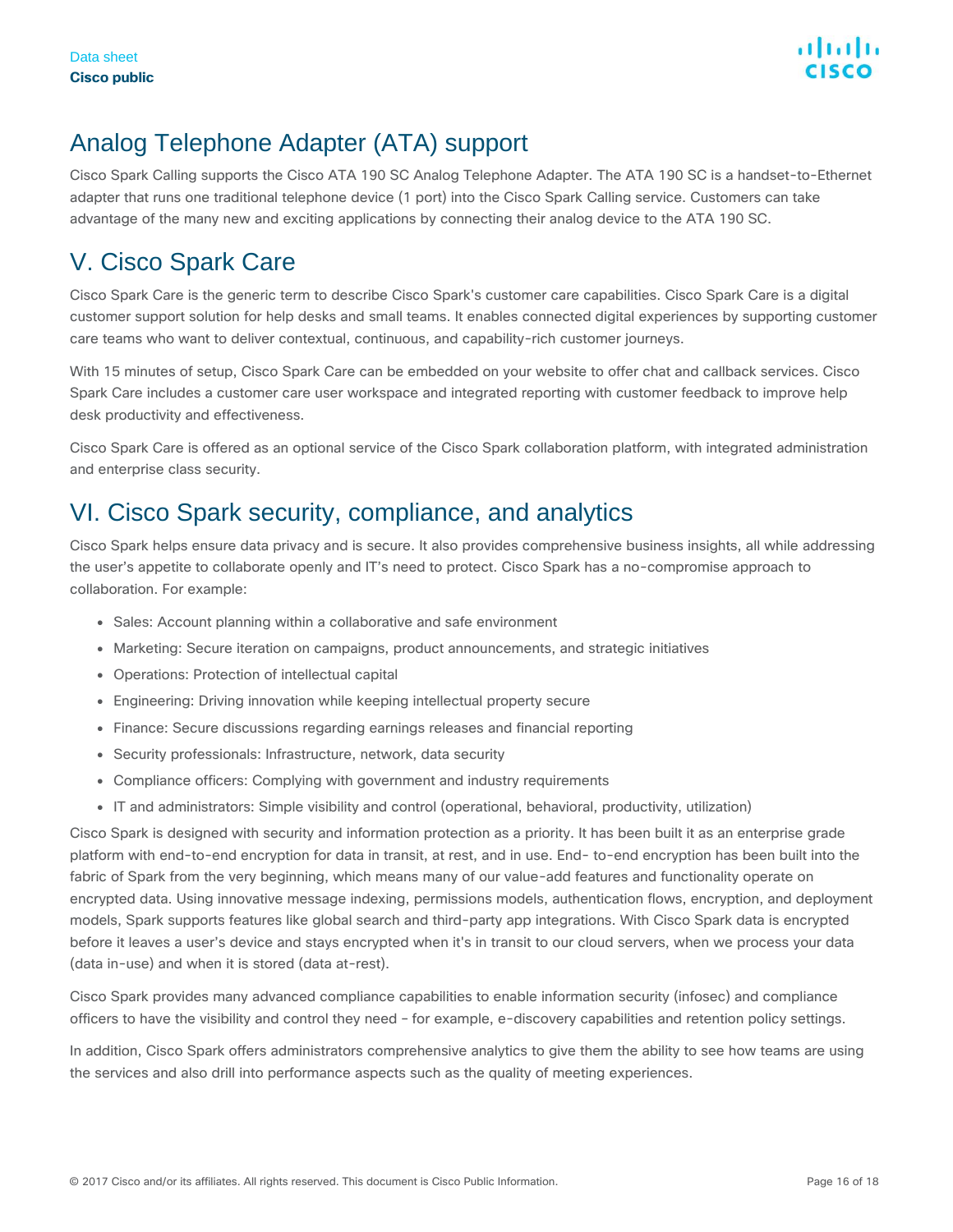## Analog Telephone Adapter (ATA) support

Cisco Spark Calling supports the Cisco ATA 190 SC Analog Telephone Adapter. The ATA 190 SC is a handset-to-Ethernet adapter that runs one traditional telephone device (1 port) into the Cisco Spark Calling service. Customers can take advantage of the many new and exciting applications by connecting their analog device to the ATA 190 SC.

## V. Cisco Spark Care

Cisco Spark Care is the generic term to describe Cisco Spark's customer care capabilities. Cisco Spark Care is a digital customer support solution for help desks and small teams. It enables connected digital experiences by supporting customer care teams who want to deliver contextual, continuous, and capability-rich customer journeys.

With 15 minutes of setup, Cisco Spark Care can be embedded on your website to offer chat and callback services. Cisco Spark Care includes a customer care user workspace and integrated reporting with customer feedback to improve help desk productivity and effectiveness.

Cisco Spark Care is offered as an optional service of the Cisco Spark collaboration platform, with integrated administration and enterprise class security.

## VI. Cisco Spark security, compliance, and analytics

Cisco Spark helps ensure data privacy and is secure. It also provides comprehensive business insights, all while addressing the user's appetite to collaborate openly and IT's need to protect. Cisco Spark has a no-compromise approach to collaboration. For example:

- Sales: Account planning within a collaborative and safe environment
- Marketing: Secure iteration on campaigns, product announcements, and strategic initiatives
- Operations: Protection of intellectual capital
- Engineering: Driving innovation while keeping intellectual property secure
- Finance: Secure discussions regarding earnings releases and financial reporting
- Security professionals: Infrastructure, network, data security
- Compliance officers: Complying with government and industry requirements
- IT and administrators: Simple visibility and control (operational, behavioral, productivity, utilization)

Cisco Spark is designed with security and information protection as a priority. It has been built it as an enterprise grade platform with end-to-end encryption for data in transit, at rest, and in use. End- to-end encryption has been built into the fabric of Spark from the very beginning, which means many of our value-add features and functionality operate on encrypted data. Using innovative message indexing, permissions models, authentication flows, encryption, and deployment models, Spark supports features like global search and third-party app integrations. With Cisco Spark data is encrypted before it leaves a user's device and stays encrypted when it's in transit to our cloud servers, when we process your data (data in-use) and when it is stored (data at-rest).

Cisco Spark provides many advanced compliance capabilities to enable information security (infosec) and compliance officers to have the visibility and control they need - for example, e-discovery capabilities and retention policy settings.

In addition, Cisco Spark offers administrators comprehensive analytics to give them the ability to see how teams are using the services and also drill into performance aspects such as the quality of meeting experiences.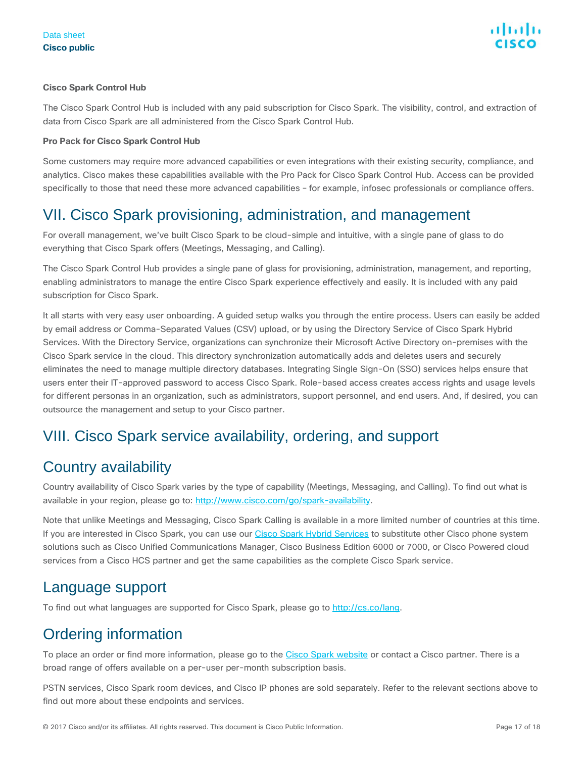### Cisco Spark Control Hub

The Cisco Spark Control Hub is included with any paid subscription for Cisco Spark. The visibility, control, and extraction of data from Cisco Spark are all administered from the Cisco Spark Control Hub.

### Pro Pack for Cisco Spark Control Hub

Some customers may require more advanced capabilities or even integrations with their existing security, compliance, and analytics. Cisco makes these capabilities available with the Pro Pack for Cisco Spark Control Hub. Access can be provided specifically to those that need these more advanced capabilities – for example, infosec professionals or compliance offers.

# VII. Cisco Spark provisioning, administration, and management

For overall management, we've built Cisco Spark to be cloud-simple and intuitive, with a single pane of glass to do everything that Cisco Spark offers (Meetings, Messaging, and Calling).

The Cisco Spark Control Hub provides a single pane of glass for provisioning, administration, management, and reporting, enabling administrators to manage the entire Cisco Spark experience effectively and easily. It is included with any paid subscription for Cisco Spark.

It all starts with very easy user onboarding. A guided setup walks you through the entire process. Users can easily be added by email address or Comma-Separated Values (CSV) upload, or by using the Directory Service of Cisco Spark Hybrid Services. With the Directory Service, organizations can synchronize their Microsoft Active Directory on-premises with the Cisco Spark service in the cloud. This directory synchronization automatically adds and deletes users and securely eliminates the need to manage multiple directory databases. Integrating Single Sign-On (SSO) services helps ensure that users enter their IT-approved password to access Cisco Spark. Role-based access creates access rights and usage levels for different personas in an organization, such as administrators, support personnel, and end users. And, if desired, you can outsource the management and setup to your Cisco partner.

# VIII. Cisco Spark service availability, ordering, and support

## Country availability

Country availability of Cisco Spark varies by the type of capability (Meetings, Messaging, and Calling). To find out what is available in your region, please go to: [http://www.cisco.com/go/spark-availability](http://www.cisco.com/go/spark-availability).

Note that unlike Meetings and Messaging, Cisco Spark Calling is available in a more limited number of countries at this time. If you are interested in Cisco Spark, you can use our [Cisco Spark Hybrid Services]() to substitute other Cisco phone system solutions such as Cisco Unified Communications Manager, Cisco Business Edition 6000 or 7000, or Cisco Powered cloud services from a Cisco HCS partner and get the same capabilities as the complete Cisco Spark service.

## Language support

To find out what languages are supported for Cisco Spark, please go to [http://cs.co/lang](http://cs.co/lang).

## Ordering information

To place an order or find more information, please go to the [Cisco Spark website]() or contact a Cisco partner. There is a broad range of offers available on a per-user per-month subscription basis.

PSTN services, Cisco Spark room devices, and Cisco IP phones are sold separately. Refer to the relevant sections above to find out more about these endpoints and services.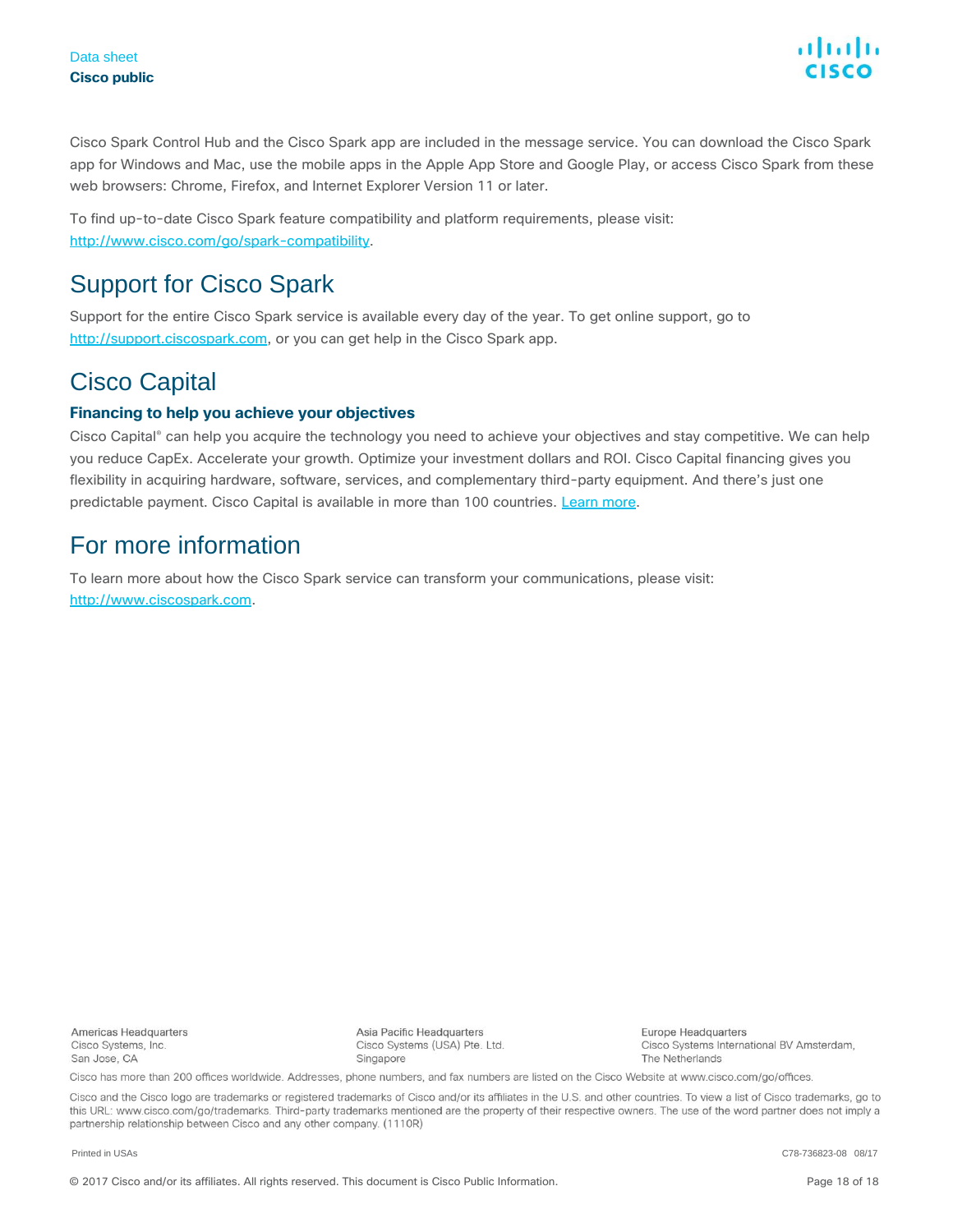Cisco Spark Control Hub and the Cisco Spark app are included in the message service. You can download the Cisco Spark app for Windows and Mac, use the mobile apps in the Apple App Store and Google Play, or access Cisco Spark from these web browsers: Chrome, Firefox, and Internet Explorer Version 11 or later.

To find up-to-date Cisco Spark feature compatibility and platform requirements, please visit: http://www.cisco.com/go/spark-compatibility.

## Support for Cisco Spark

Support for the entire Cisco Spark service is available every day of the year. To get online support, go to http://support.ciscospark.com, or you can get help in the Cisco Spark app.

## Cisco Capital

### Financing to help you achieve your objectives

Cisco Capital® can help you acquire the technology you need to achieve your objectives and stay competitive. We can help you reduce CapEx. Accelerate your growth. Optimize your investment dollars and ROI. Cisco Capital financing gives you flexibility in acquiring hardware, software, services, and complementary third-party equipment. And there's just one predictable payment. Cisco Capital is available in more than 100 countries. Learn more.

## For more information

To learn more about how the Cisco Spark service can transform your communications, please visit: http://www.ciscospark.com.

Americas Headquarters
Cisco Systems, Inc.
San Jose, CA

Asia Pacific Headquarters
Cisco Systems (USA) Pte. Ltd.
Singapore

Europe Headquarters
Cisco Systems International BV Amsterdam,
The Netherlands

Cisco has more than 200 offices worldwide. Addresses, phone numbers, and fax numbers are listed on the Cisco Website at www.cisco.com/go/offices.

Cisco and the Cisco logo are trademarks or registered trademarks of Cisco and/or its affiliates in the U.S. and other countries. To view a list of Cisco trademarks, go to this URL: www.cisco.com/go/trademarks. Third-party trademarks mentioned are the property of their respective owners. The use of the word partner does not imply a partnership relationship between Cisco and any other company. (1110R)

Printed in USAs

C78-736823-08 08/17

© 2017 Cisco and/or its affiliates. All rights reserved. This document is Cisco Public Information.